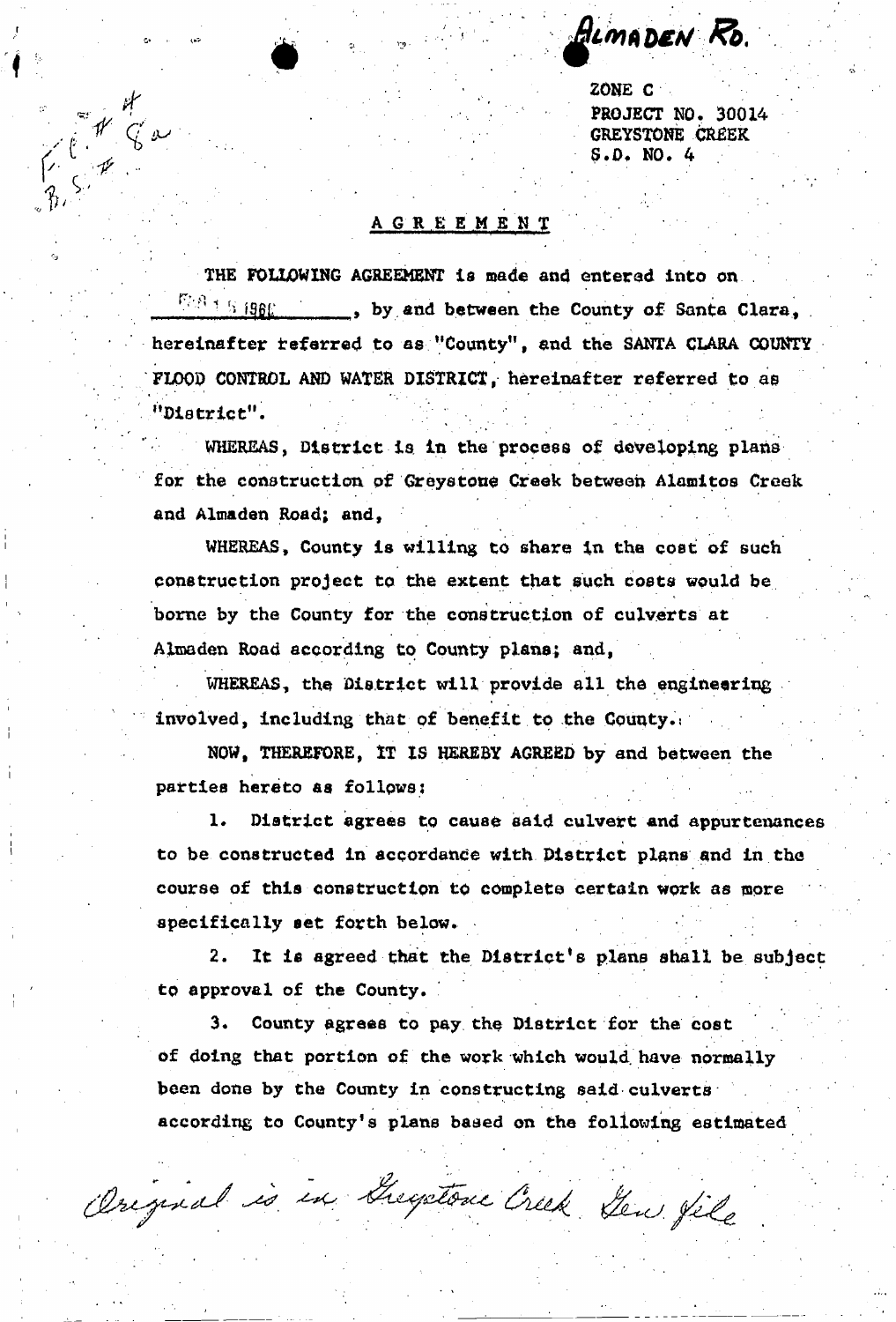ALMADEN RD.

ZONE C
PROJECT NO. 30014
GREYSTONE CREEK
S.D. NO. 4

F.C. #
B.S. # 8a

## AGREEMENT

THE FOLLOWING AGREEMENT is made and entered into on FEB 1 5 1966, by and between the County of Santa Clara, hereinafter referred to as "County", and the SANTA CLARA COUNTY FLOOD CONTROL AND WATER DISTRICT, hereinafter referred to as "District".

WHEREAS, District is in the process of developing plans for the construction of Greystone Creek between Alamitos Creek and Almaden Road; and,

WHEREAS, County is willing to share in the cost of such construction project to the extent that such costs would be borne by the County for the construction of culverts at Almaden Road according to County plans; and,

WHEREAS, the District will provide all the engineering involved, including that of benefit to the County.

NOW, THEREFORE, IT IS HEREBY AGREED by and between the parties hereto as follows:

1. District agrees to cause said culvert and appurtenances to be constructed in accordance with District plans and in the course of this construction to complete certain work as more specifically set forth below.

2. It is agreed that the District's plans shall be subject to approval of the County.

3. County agrees to pay the District for the cost of doing that portion of the work which would have normally been done by the County in constructing said culverts according to County's plans based on the following estimated

Original is in Greystone Creek Gen. file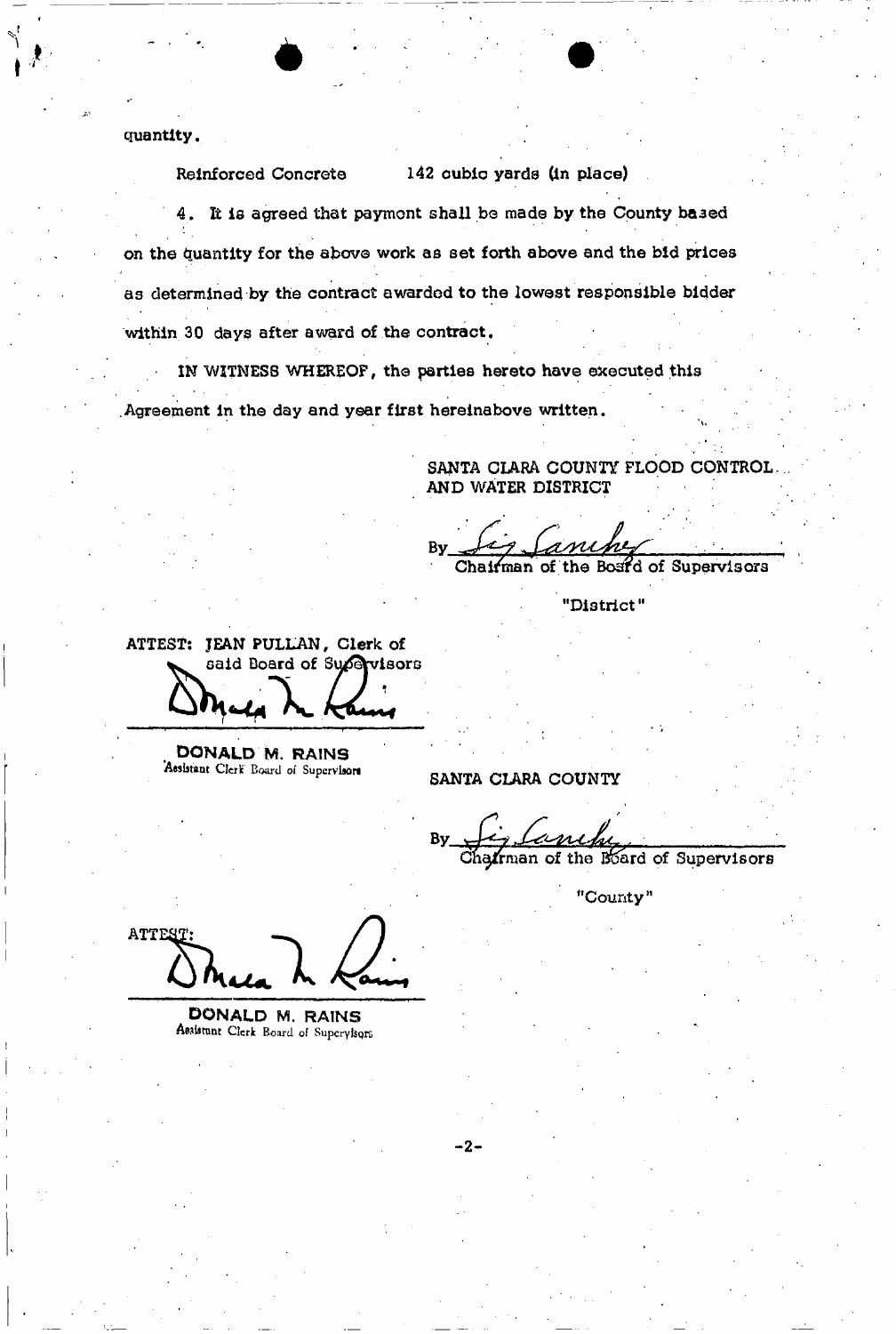quantity.

Reinforced Concrete 142 cubic yards (in place)

4. It is agreed that payment shall be made by the County based on the quantity for the above work as set forth above and the bid prices as determined by the contract awarded to the lowest responsible bidder within 30 days after award of the contract.

IN WITNESS WHEREOF, the parties hereto have executed this Agreement in the day and year first hereinabove written.

SANTA CLARA COUNTY FLOOD CONTROL AND WATER DISTRICT

By _Sig Sanchez_
Chairman of the Board of Supervisors

"District"

ATTEST: JEAN PULLAN, Clerk of said Board of Supervisors

_Donald M. Rains_

DONALD M. RAINS
Assistant Clerk Board of Supervisors

SANTA CLARA COUNTY

By _Sig Sanchez_
Chairman of the Board of Supervisors

"County"

ATTEST:

_Donald M. Rains_

DONALD M. RAINS
Assistant Clerk Board of Supervisors